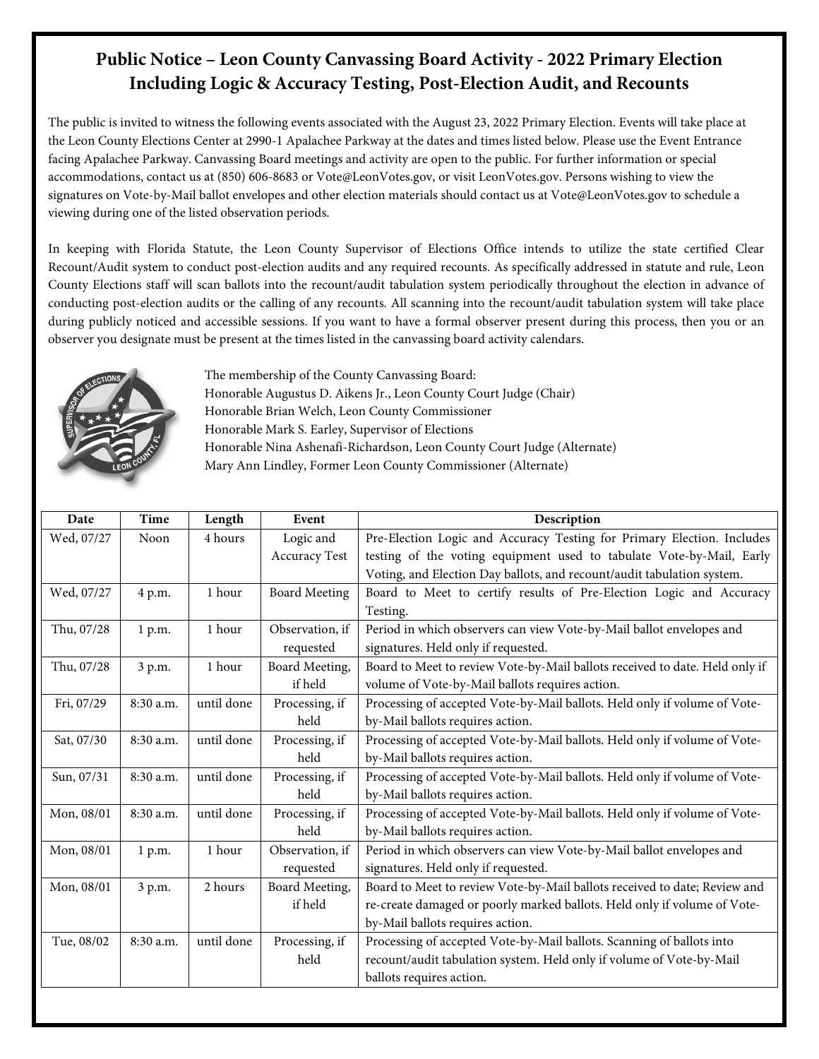# Public Notice – Leon County Canvassing Board Activity - 2022 Primary Election Including Logic & Accuracy Testing, Post-Election Audit, and Recounts

The public is invited to witness the following events associated with the August 23, 2022 Primary Election. Events will take place at the Leon County Elections Center at 2990-1 Apalachee Parkway at the dates and times listed below. Please use the Event Entrance facing Apalachee Parkway. Canvassing Board meetings and activity are open to the public. For further information or special accommodations, contact us at (850) 606-8683 or Vote@LeonVotes.gov, or visit LeonVotes.gov. Persons wishing to view the signatures on Vote-by-Mail ballot envelopes and other election materials should contact us at Vote@LeonVotes.gov to schedule a viewing during one of the listed observation periods.

In keeping with Florida Statute, the Leon County Supervisor of Elections Office intends to utilize the state certified Clear Recount/Audit system to conduct post-election audits and any required recounts. As specifically addressed in statute and rule, Leon County Elections staff will scan ballots into the recount/audit tabulation system periodically throughout the election in advance of conducting post-election audits or the calling of any recounts. All scanning into the recount/audit tabulation system will take place during publicly noticed and accessible sessions. If you want to have a formal observer present during this process, then you or an observer you designate must be present at the times listed in the canvassing board activity calendars.

The membership of the County Canvassing Board:
Honorable Augustus D. Aikens Jr., Leon County Court Judge (Chair)
Honorable Brian Welch, Leon County Commissioner
Honorable Mark S. Earley, Supervisor of Elections
Honorable Nina Ashenafi-Richardson, Leon County Court Judge (Alternate)
Mary Ann Lindley, Former Leon County Commissioner (Alternate)

| Date | Time | Length | Event | Description |
|---|---|---|---|---|
| Wed, 07/27 | Noon | 4 hours | Logic and Accuracy Test | Pre-Election Logic and Accuracy Testing for Primary Election. Includes testing of the voting equipment used to tabulate Vote-by-Mail, Early Voting, and Election Day ballots, and recount/audit tabulation system. |
| Wed, 07/27 | 4 p.m. | 1 hour | Board Meeting | Board to Meet to certify results of Pre-Election Logic and Accuracy Testing. |
| Thu, 07/28 | 1 p.m. | 1 hour | Observation, if requested | Period in which observers can view Vote-by-Mail ballot envelopes and signatures. Held only if requested. |
| Thu, 07/28 | 3 p.m. | 1 hour | Board Meeting, if held | Board to Meet to review Vote-by-Mail ballots received to date. Held only if volume of Vote-by-Mail ballots requires action. |
| Fri, 07/29 | 8:30 a.m. | until done | Processing, if held | Processing of accepted Vote-by-Mail ballots. Held only if volume of Vote-by-Mail ballots requires action. |
| Sat, 07/30 | 8:30 a.m. | until done | Processing, if held | Processing of accepted Vote-by-Mail ballots. Held only if volume of Vote-by-Mail ballots requires action. |
| Sun, 07/31 | 8:30 a.m. | until done | Processing, if held | Processing of accepted Vote-by-Mail ballots. Held only if volume of Vote-by-Mail ballots requires action. |
| Mon, 08/01 | 8:30 a.m. | until done | Processing, if held | Processing of accepted Vote-by-Mail ballots. Held only if volume of Vote-by-Mail ballots requires action. |
| Mon, 08/01 | 1 p.m. | 1 hour | Observation, if requested | Period in which observers can view Vote-by-Mail ballot envelopes and signatures. Held only if requested. |
| Mon, 08/01 | 3 p.m. | 2 hours | Board Meeting, if held | Board to Meet to review Vote-by-Mail ballots received to date; Review and re-create damaged or poorly marked ballots. Held only if volume of Vote-by-Mail ballots requires action. |
| Tue, 08/02 | 8:30 a.m. | until done | Processing, if held | Processing of accepted Vote-by-Mail ballots. Scanning of ballots into recount/audit tabulation system. Held only if volume of Vote-by-Mail ballots requires action. |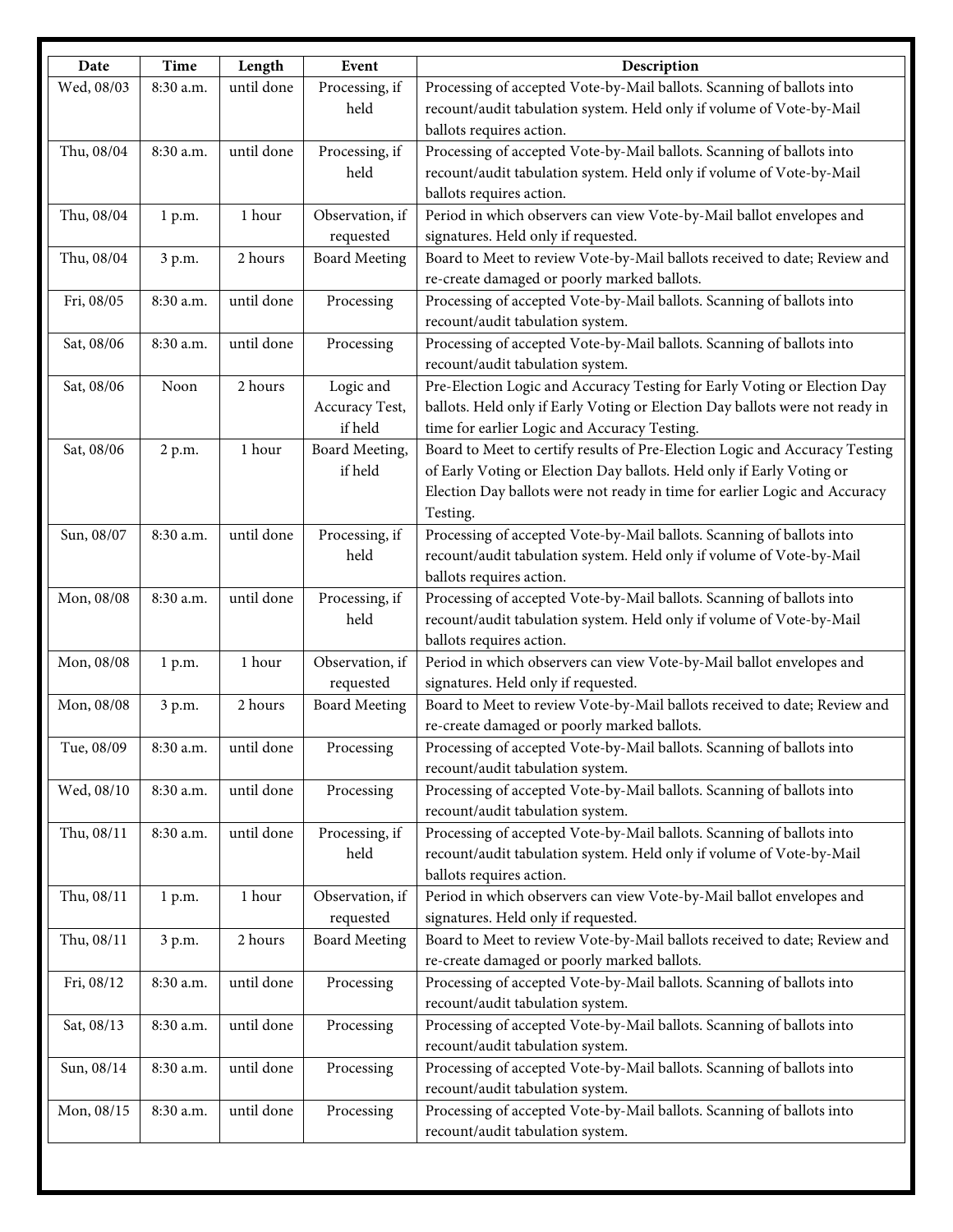| Date | Time | Length | Event | Description |
|---|---|---|---|---|
| Wed, 08/03 | 8:30 a.m. | until done | Processing, if held | Processing of accepted Vote-by-Mail ballots. Scanning of ballots into recount/audit tabulation system. Held only if volume of Vote-by-Mail ballots requires action. |
| Thu, 08/04 | 8:30 a.m. | until done | Processing, if held | Processing of accepted Vote-by-Mail ballots. Scanning of ballots into recount/audit tabulation system. Held only if volume of Vote-by-Mail ballots requires action. |
| Thu, 08/04 | 1 p.m. | 1 hour | Observation, if requested | Period in which observers can view Vote-by-Mail ballot envelopes and signatures. Held only if requested. |
| Thu, 08/04 | 3 p.m. | 2 hours | Board Meeting | Board to Meet to review Vote-by-Mail ballots received to date; Review and re-create damaged or poorly marked ballots. |
| Fri, 08/05 | 8:30 a.m. | until done | Processing | Processing of accepted Vote-by-Mail ballots. Scanning of ballots into recount/audit tabulation system. |
| Sat, 08/06 | 8:30 a.m. | until done | Processing | Processing of accepted Vote-by-Mail ballots. Scanning of ballots into recount/audit tabulation system. |
| Sat, 08/06 | Noon | 2 hours | Logic and Accuracy Test, if held | Pre-Election Logic and Accuracy Testing for Early Voting or Election Day ballots. Held only if Early Voting or Election Day ballots were not ready in time for earlier Logic and Accuracy Testing. |
| Sat, 08/06 | 2 p.m. | 1 hour | Board Meeting, if held | Board to Meet to certify results of Pre-Election Logic and Accuracy Testing of Early Voting or Election Day ballots. Held only if Early Voting or Election Day ballots were not ready in time for earlier Logic and Accuracy Testing. |
| Sun, 08/07 | 8:30 a.m. | until done | Processing, if held | Processing of accepted Vote-by-Mail ballots. Scanning of ballots into recount/audit tabulation system. Held only if volume of Vote-by-Mail ballots requires action. |
| Mon, 08/08 | 8:30 a.m. | until done | Processing, if held | Processing of accepted Vote-by-Mail ballots. Scanning of ballots into recount/audit tabulation system. Held only if volume of Vote-by-Mail ballots requires action. |
| Mon, 08/08 | 1 p.m. | 1 hour | Observation, if requested | Period in which observers can view Vote-by-Mail ballot envelopes and signatures. Held only if requested. |
| Mon, 08/08 | 3 p.m. | 2 hours | Board Meeting | Board to Meet to review Vote-by-Mail ballots received to date; Review and re-create damaged or poorly marked ballots. |
| Tue, 08/09 | 8:30 a.m. | until done | Processing | Processing of accepted Vote-by-Mail ballots. Scanning of ballots into recount/audit tabulation system. |
| Wed, 08/10 | 8:30 a.m. | until done | Processing | Processing of accepted Vote-by-Mail ballots. Scanning of ballots into recount/audit tabulation system. |
| Thu, 08/11 | 8:30 a.m. | until done | Processing, if held | Processing of accepted Vote-by-Mail ballots. Scanning of ballots into recount/audit tabulation system. Held only if volume of Vote-by-Mail ballots requires action. |
| Thu, 08/11 | 1 p.m. | 1 hour | Observation, if requested | Period in which observers can view Vote-by-Mail ballot envelopes and signatures. Held only if requested. |
| Thu, 08/11 | 3 p.m. | 2 hours | Board Meeting | Board to Meet to review Vote-by-Mail ballots received to date; Review and re-create damaged or poorly marked ballots. |
| Fri, 08/12 | 8:30 a.m. | until done | Processing | Processing of accepted Vote-by-Mail ballots. Scanning of ballots into recount/audit tabulation system. |
| Sat, 08/13 | 8:30 a.m. | until done | Processing | Processing of accepted Vote-by-Mail ballots. Scanning of ballots into recount/audit tabulation system. |
| Sun, 08/14 | 8:30 a.m. | until done | Processing | Processing of accepted Vote-by-Mail ballots. Scanning of ballots into recount/audit tabulation system. |
| Mon, 08/15 | 8:30 a.m. | until done | Processing | Processing of accepted Vote-by-Mail ballots. Scanning of ballots into recount/audit tabulation system. |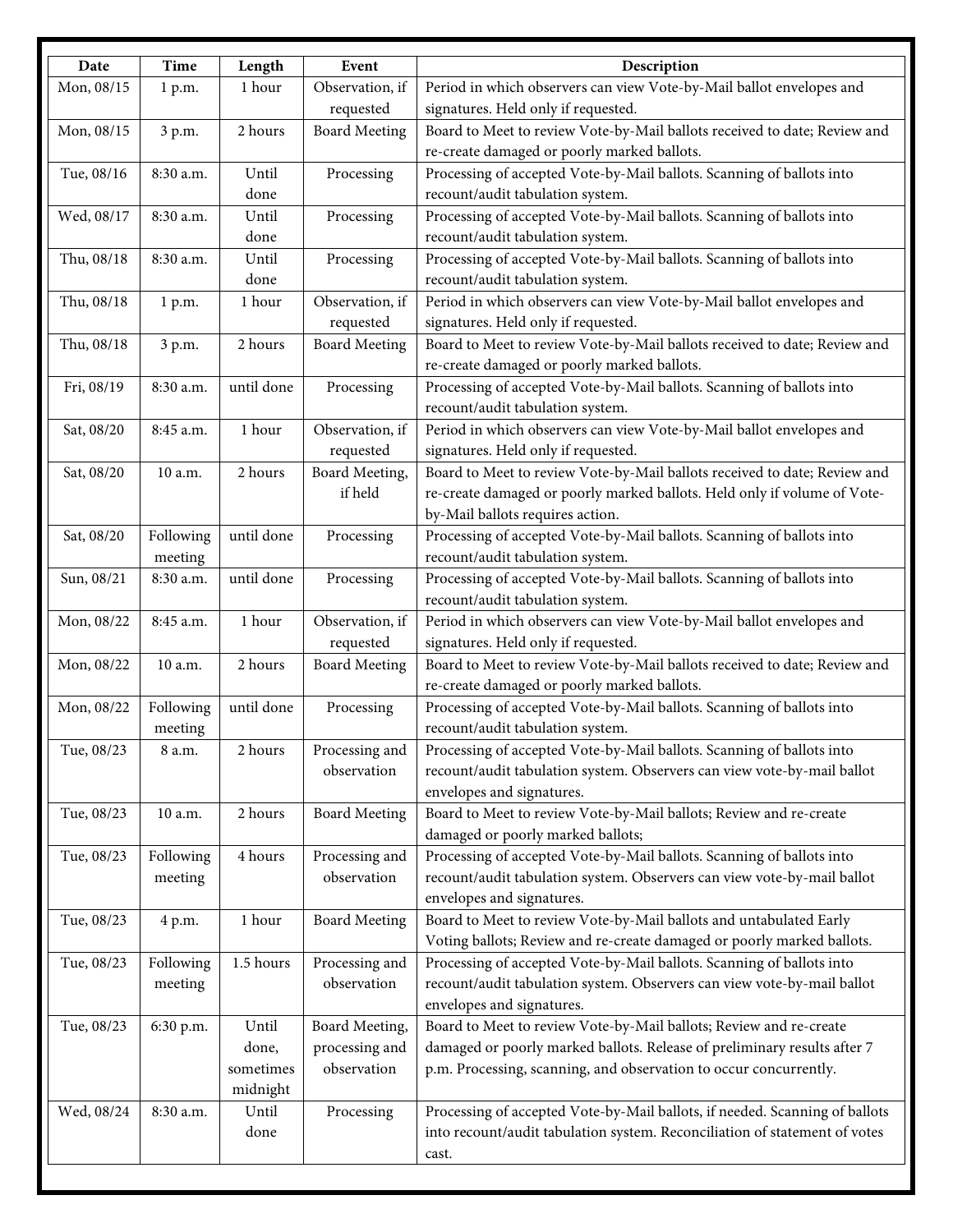| Date | Time | Length | Event | Description |
|---|---|---|---|---|
| Mon, 08/15 | 1 p.m. | 1 hour | Observation, if requested | Period in which observers can view Vote-by-Mail ballot envelopes and signatures. Held only if requested. |
| Mon, 08/15 | 3 p.m. | 2 hours | Board Meeting | Board to Meet to review Vote-by-Mail ballots received to date; Review and re-create damaged or poorly marked ballots. |
| Tue, 08/16 | 8:30 a.m. | Until done | Processing | Processing of accepted Vote-by-Mail ballots. Scanning of ballots into recount/audit tabulation system. |
| Wed, 08/17 | 8:30 a.m. | Until done | Processing | Processing of accepted Vote-by-Mail ballots. Scanning of ballots into recount/audit tabulation system. |
| Thu, 08/18 | 8:30 a.m. | Until done | Processing | Processing of accepted Vote-by-Mail ballots. Scanning of ballots into recount/audit tabulation system. |
| Thu, 08/18 | 1 p.m. | 1 hour | Observation, if requested | Period in which observers can view Vote-by-Mail ballot envelopes and signatures. Held only if requested. |
| Thu, 08/18 | 3 p.m. | 2 hours | Board Meeting | Board to Meet to review Vote-by-Mail ballots received to date; Review and re-create damaged or poorly marked ballots. |
| Fri, 08/19 | 8:30 a.m. | until done | Processing | Processing of accepted Vote-by-Mail ballots. Scanning of ballots into recount/audit tabulation system. |
| Sat, 08/20 | 8:45 a.m. | 1 hour | Observation, if requested | Period in which observers can view Vote-by-Mail ballot envelopes and signatures. Held only if requested. |
| Sat, 08/20 | 10 a.m. | 2 hours | Board Meeting, if held | Board to Meet to review Vote-by-Mail ballots received to date; Review and re-create damaged or poorly marked ballots. Held only if volume of Vote-by-Mail ballots requires action. |
| Sat, 08/20 | Following meeting | until done | Processing | Processing of accepted Vote-by-Mail ballots. Scanning of ballots into recount/audit tabulation system. |
| Sun, 08/21 | 8:30 a.m. | until done | Processing | Processing of accepted Vote-by-Mail ballots. Scanning of ballots into recount/audit tabulation system. |
| Mon, 08/22 | 8:45 a.m. | 1 hour | Observation, if requested | Period in which observers can view Vote-by-Mail ballot envelopes and signatures. Held only if requested. |
| Mon, 08/22 | 10 a.m. | 2 hours | Board Meeting | Board to Meet to review Vote-by-Mail ballots received to date; Review and re-create damaged or poorly marked ballots. |
| Mon, 08/22 | Following meeting | until done | Processing | Processing of accepted Vote-by-Mail ballots. Scanning of ballots into recount/audit tabulation system. |
| Tue, 08/23 | 8 a.m. | 2 hours | Processing and observation | Processing of accepted Vote-by-Mail ballots. Scanning of ballots into recount/audit tabulation system. Observers can view vote-by-mail ballot envelopes and signatures. |
| Tue, 08/23 | 10 a.m. | 2 hours | Board Meeting | Board to Meet to review Vote-by-Mail ballots; Review and re-create damaged or poorly marked ballots; |
| Tue, 08/23 | Following meeting | 4 hours | Processing and observation | Processing of accepted Vote-by-Mail ballots. Scanning of ballots into recount/audit tabulation system. Observers can view vote-by-mail ballot envelopes and signatures. |
| Tue, 08/23 | 4 p.m. | 1 hour | Board Meeting | Board to Meet to review Vote-by-Mail ballots and untabulated Early Voting ballots; Review and re-create damaged or poorly marked ballots. |
| Tue, 08/23 | Following meeting | 1.5 hours | Processing and observation | Processing of accepted Vote-by-Mail ballots. Scanning of ballots into recount/audit tabulation system. Observers can view vote-by-mail ballot envelopes and signatures. |
| Tue, 08/23 | 6:30 p.m. | Until done, sometimes midnight | Board Meeting, processing and observation | Board to Meet to review Vote-by-Mail ballots; Review and re-create damaged or poorly marked ballots. Release of preliminary results after 7 p.m. Processing, scanning, and observation to occur concurrently. |
| Wed, 08/24 | 8:30 a.m. | Until done | Processing | Processing of accepted Vote-by-Mail ballots, if needed. Scanning of ballots into recount/audit tabulation system. Reconciliation of statement of votes cast. |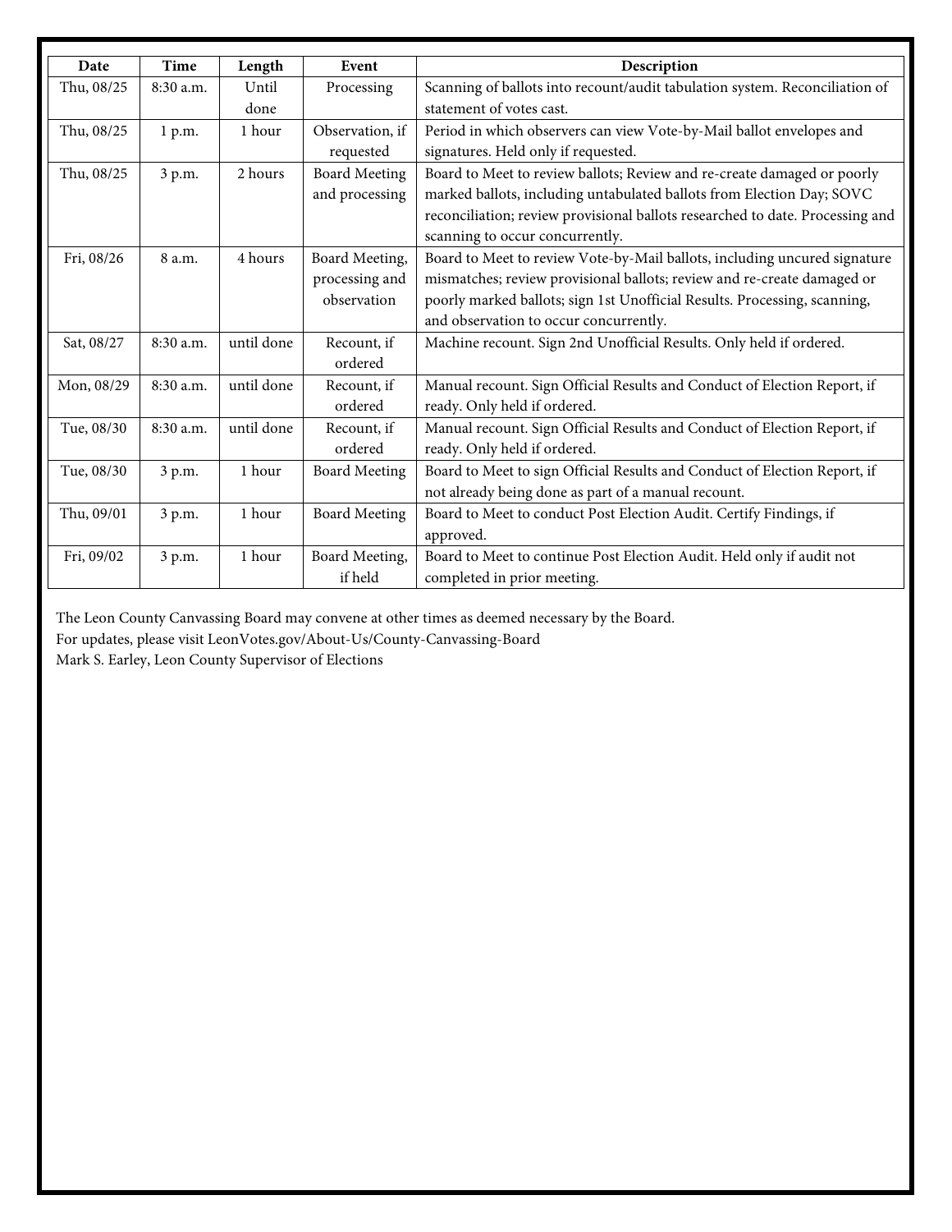| Date | Time | Length | Event | Description |
|---|---|---|---|---|
| Thu, 08/25 | 8:30 a.m. | Until done | Processing | Scanning of ballots into recount/audit tabulation system. Reconciliation of statement of votes cast. |
| Thu, 08/25 | 1 p.m. | 1 hour | Observation, if requested | Period in which observers can view Vote-by-Mail ballot envelopes and signatures. Held only if requested. |
| Thu, 08/25 | 3 p.m. | 2 hours | Board Meeting and processing | Board to Meet to review ballots; Review and re-create damaged or poorly marked ballots, including untabulated ballots from Election Day; SOVC reconciliation; review provisional ballots researched to date. Processing and scanning to occur concurrently. |
| Fri, 08/26 | 8 a.m. | 4 hours | Board Meeting, processing and observation | Board to Meet to review Vote-by-Mail ballots, including uncured signature mismatches; review provisional ballots; review and re-create damaged or poorly marked ballots; sign 1st Unofficial Results. Processing, scanning, and observation to occur concurrently. |
| Sat, 08/27 | 8:30 a.m. | until done | Recount, if ordered | Machine recount. Sign 2nd Unofficial Results. Only held if ordered. |
| Mon, 08/29 | 8:30 a.m. | until done | Recount, if ordered | Manual recount. Sign Official Results and Conduct of Election Report, if ready. Only held if ordered. |
| Tue, 08/30 | 8:30 a.m. | until done | Recount, if ordered | Manual recount. Sign Official Results and Conduct of Election Report, if ready. Only held if ordered. |
| Tue, 08/30 | 3 p.m. | 1 hour | Board Meeting | Board to Meet to sign Official Results and Conduct of Election Report, if not already being done as part of a manual recount. |
| Thu, 09/01 | 3 p.m. | 1 hour | Board Meeting | Board to Meet to conduct Post Election Audit. Certify Findings, if approved. |
| Fri, 09/02 | 3 p.m. | 1 hour | Board Meeting, if held | Board to Meet to continue Post Election Audit. Held only if audit not completed in prior meeting. |

The Leon County Canvassing Board may convene at other times as deemed necessary by the Board.
For updates, please visit LeonVotes.gov/About-Us/County-Canvassing-Board
Mark S. Earley, Leon County Supervisor of Elections